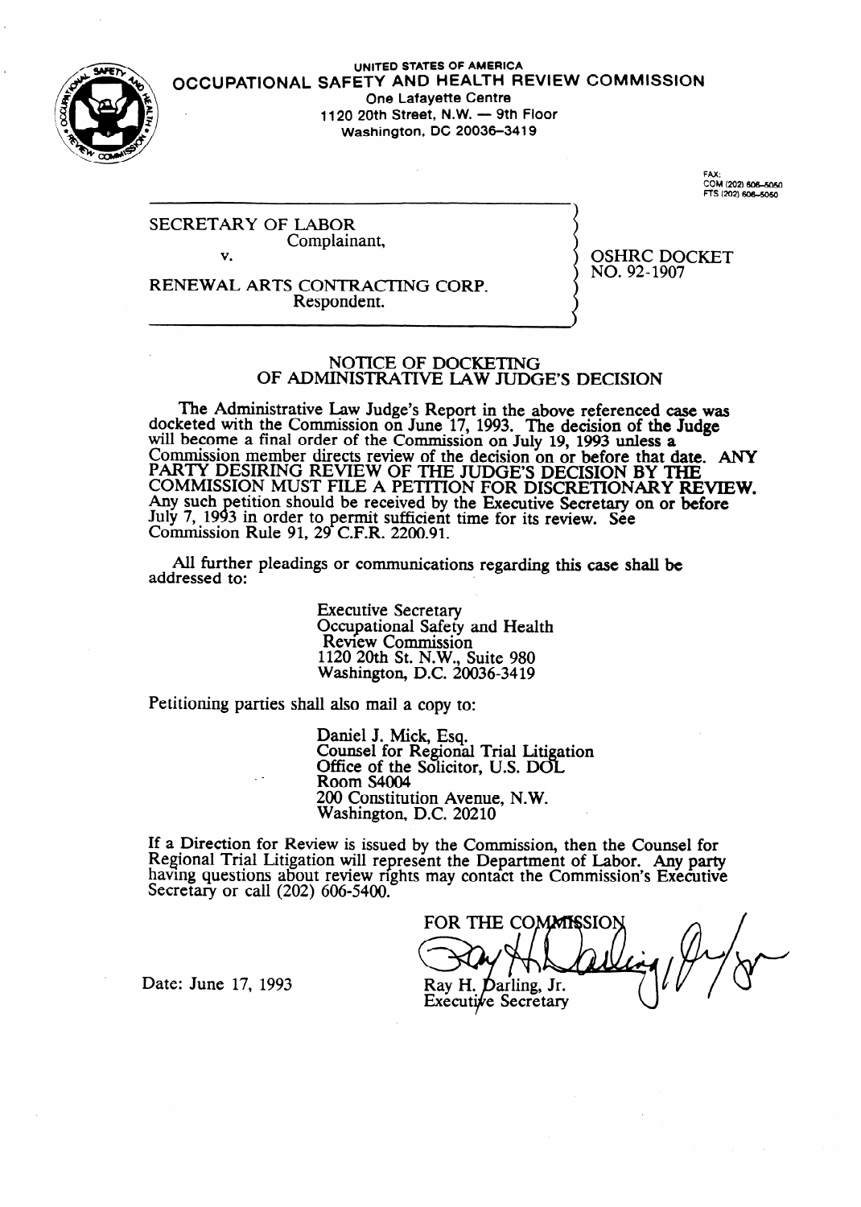UNITED STATES OF AMERICA

# OCCUPATIONAL SAFETY AND HEALTH REVIEW COMMISSION

One Lafayette Centre
1120 20th Street, N.W. — 9th Floor
Washington, DC 20036-3419

FAX:
COM (202) 606-5050
FTS (202) 606-5050

SECRETARY OF LABOR
Complainant,

v.

RENEWAL ARTS CONTRACTING CORP.
Respondent.

OSHRC DOCKET
NO. 92-1907

## NOTICE OF DOCKETING OF ADMINISTRATIVE LAW JUDGE'S DECISION

The Administrative Law Judge's Report in the above referenced case was docketed with the Commission on June 17, 1993. The decision of the Judge will become a final order of the Commission on July 19, 1993 unless a Commission member directs review of the decision on or before that date. ANY PARTY DESIRING REVIEW OF THE JUDGE'S DECISION BY THE COMMISSION MUST FILE A PETITION FOR DISCRETIONARY REVIEW. Any such petition should be received by the Executive Secretary on or before July 7, 1993 in order to permit sufficient time for its review. See Commission Rule 91, 29 C.F.R. 2200.91.

All further pleadings or communications regarding this case shall be addressed to:

Executive Secretary
Occupational Safety and Health
Review Commission
1120 20th St. N.W., Suite 980
Washington, D.C. 20036-3419

Petitioning parties shall also mail a copy to:

Daniel J. Mick, Esq.
Counsel for Regional Trial Litigation
Office of the Solicitor, U.S. DOL
Room S4004
200 Constitution Avenue, N.W.
Washington, D.C. 20210

If a Direction for Review is issued by the Commission, then the Counsel for Regional Trial Litigation will represent the Department of Labor. Any party having questions about review rights may contact the Commission's Executive Secretary or call (202) 606-5400.

FOR THE COMMISSION

Ray H. Darling, Jr.
Executive Secretary

Date: June 17, 1993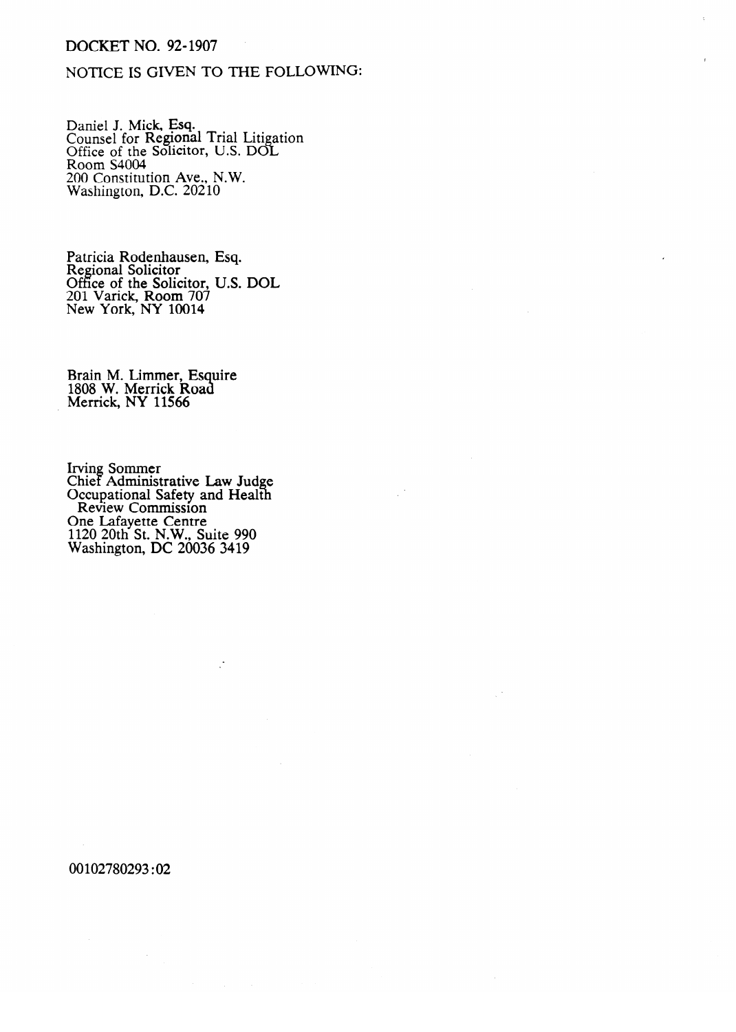DOCKET NO. 92-1907

NOTICE IS GIVEN TO THE FOLLOWING:

Daniel J. Mick, Esq.  
Counsel for Regional Trial Litigation  
Office of the Solicitor, U.S. DOL  
Room S4004  
200 Constitution Ave., N.W.  
Washington, D.C. 20210

Patricia Rodenhausen, Esq.  
Regional Solicitor  
Office of the Solicitor, U.S. DOL  
201 Varick, Room 707  
New York, NY 10014

Brain M. Limmer, Esquire  
1808 W. Merrick Road  
Merrick, NY 11566

Irving Sommer  
Chief Administrative Law Judge  
Occupational Safety and Health  
Review Commission  
One Lafayette Centre  
1120 20th St. N.W., Suite 990  
Washington, DC 20036 3419

00102780293:02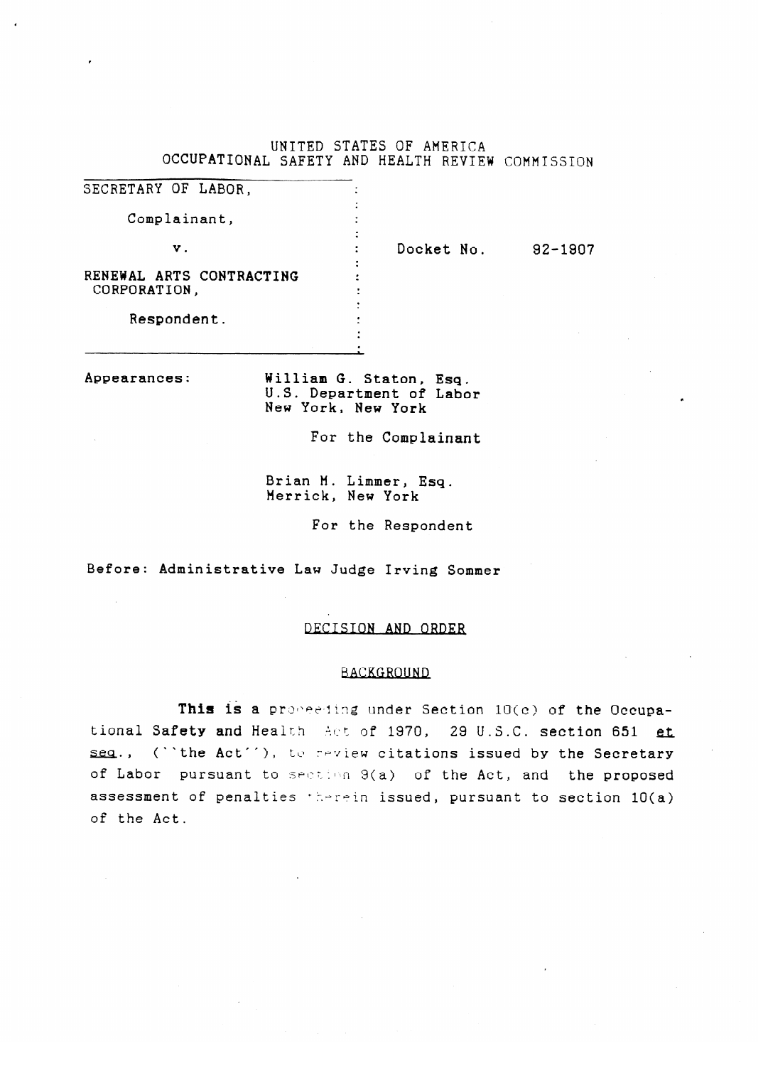UNITED STATES OF AMERICA
OCCUPATIONAL SAFETY AND HEALTH REVIEW COMMISSION

| | |
|---|---|
| SECRETARY OF LABOR,<br><br>Complainant,<br><br>v.<br><br>RENEWAL ARTS CONTRACTING CORPORATION,<br><br>Respondent. | Docket No. 92-1807 |

Appearances:

William G. Staton, Esq.
U.S. Department of Labor
New York, New York

For the Complainant

Brian M. Limmer, Esq.
Merrick, New York

For the Respondent

Before: Administrative Law Judge Irving Sommer

## DECISION AND ORDER

### BACKGROUND

This is a proceeding under Section 10(c) of the Occupational Safety and Health Act of 1970, 29 U.S.C. section 651 et seq., (``the Act''), to review citations issued by the Secretary of Labor pursuant to section 9(a) of the Act, and the proposed assessment of penalties therein issued, pursuant to section 10(a) of the Act.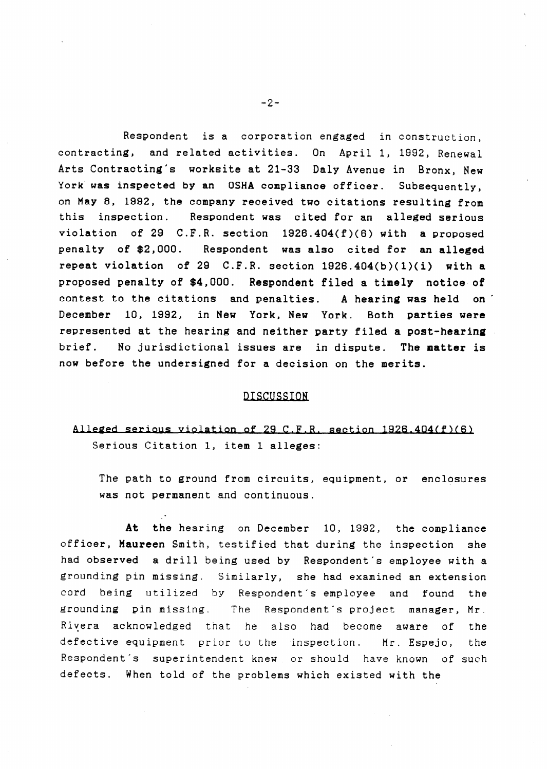Respondent is a corporation engaged in construction, contracting, and related activities. On April 1, 1992, Renewal Arts Contracting's worksite at 21-33 Daly Avenue in Bronx, New York was inspected by an OSHA compliance officer. Subsequently, on May 8, 1992, the company received two citations resulting from this inspection. Respondent was cited for an alleged serious violation of 29 C.F.R. section 1926.404(f)(6) with a proposed penalty of $2,000. Respondent was also cited for an alleged repeat violation of 29 C.F.R. section 1926.404(b)(1)(i) with a proposed penalty of $4,000. Respondent filed a timely notice of contest to the citations and penalties. A hearing was held on December 10, 1992, in New York, New York. Both parties were represented at the hearing and neither party filed a post-hearing brief. No jurisdictional issues are in dispute. The matter is now before the undersigned for a decision on the merits.

## DISCUSSION

### Alleged serious violation of 29 C.F.R. section 1926.404(f)(6)

Serious Citation 1, item 1 alleges:

> The path to ground from circuits, equipment, or enclosures was not permanent and continuous.

At the hearing on December 10, 1992, the compliance officer, Maureen Smith, testified that during the inspection she had observed a drill being used by Respondent's employee with a grounding pin missing. Similarly, she had examined an extension cord being utilized by Respondent's employee and found the grounding pin missing. The Respondent's project manager, Mr. Rivera acknowledged that he also had become aware of the defective equipment prior to the inspection. Mr. Espejo, the Respondent's superintendent knew or should have known of such defects. When told of the problems which existed with the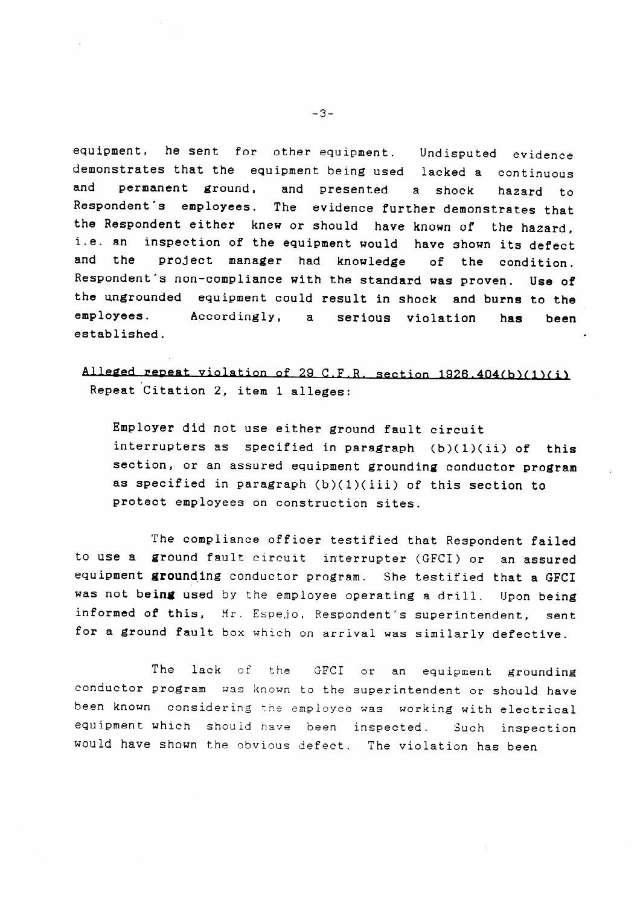equipment, he sent for other equipment. Undisputed evidence demonstrates that the equipment being used lacked a continuous and permanent ground, and presented a shock hazard to Respondent's employees. The evidence further demonstrates that the Respondent either knew or should have known of the hazard, i.e. an inspection of the equipment would have shown its defect and the project manager had knowledge of the condition. Respondent's non-compliance with the standard was proven. Use of the ungrounded equipment could result in shock and burns to the employees. Accordingly, a serious violation has been established.

<u>Alleged repeat violation of 29 C.F.R. section 1926.404(b)(1)(i)</u>

Repeat Citation 2, item 1 alleges:

> Employer did not use either ground fault circuit interrupters as specified in paragraph (b)(1)(ii) of this section, or an assured equipment grounding conductor program as specified in paragraph (b)(1)(iii) of this section to protect employees on construction sites.

The compliance officer testified that Respondent failed to use a ground fault circuit interrupter (GFCI) or an assured equipment grounding conductor program. She testified that a GFCI was not being used by the employee operating a drill. Upon being informed of this, Mr. Espejo, Respondent's superintendent, sent for a ground fault box which on arrival was similarly defective.

The lack of the GFCI or an equipment grounding conductor program was known to the superintendent or should have been known considering the employee was working with electrical equipment which should have been inspected. Such inspection would have shown the obvious defect. The violation has been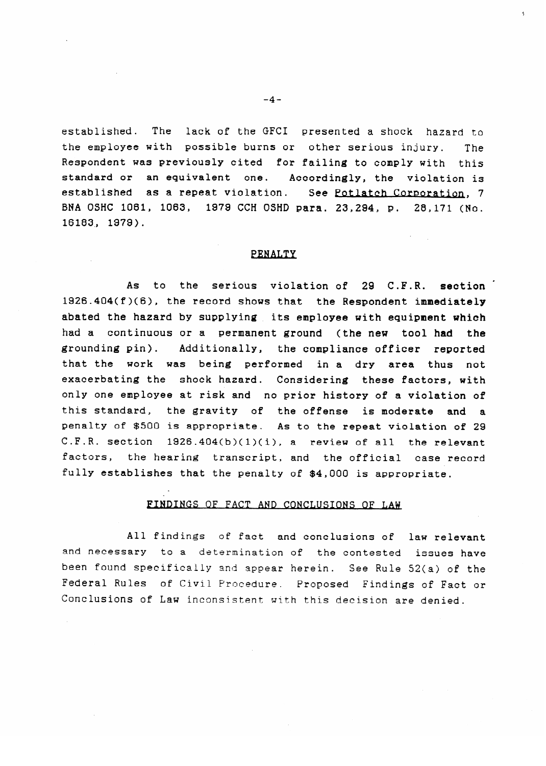established. The lack of the GFCI presented a shock hazard to the employee with possible burns or other serious injury. The Respondent was previously cited for failing to comply with this standard or an equivalent one. Accordingly, the violation is established as a repeat violation. See Potlatch Corporation, 7 BNA OSHC 1061, 1063, 1979 CCH OSHD para. 23,294, p. 28,171 (No. 16183, 1979).

## PENALTY

As to the serious violation of 29 C.F.R. section 1926.404(f)(6), the record shows that the Respondent immediately abated the hazard by supplying its employee with equipment which had a continuous or a permanent ground (the new tool had the grounding pin). Additionally, the compliance officer reported that the work was being performed in a dry area thus not exacerbating the shock hazard. Considering these factors, with only one employee at risk and no prior history of a violation of this standard, the gravity of the offense is moderate and a penalty of $500 is appropriate. As to the repeat violation of 29 C.F.R. section 1926.404(b)(1)(i), a review of all the relevant factors, the hearing transcript, and the official case record fully establishes that the penalty of $4,000 is appropriate.

## FINDINGS OF FACT AND CONCLUSIONS OF LAW

All findings of fact and conclusions of law relevant and necessary to a determination of the contested issues have been found specifically and appear herein. See Rule 52(a) of the Federal Rules of Civil Procedure. Proposed Findings of Fact or Conclusions of Law inconsistent with this decision are denied.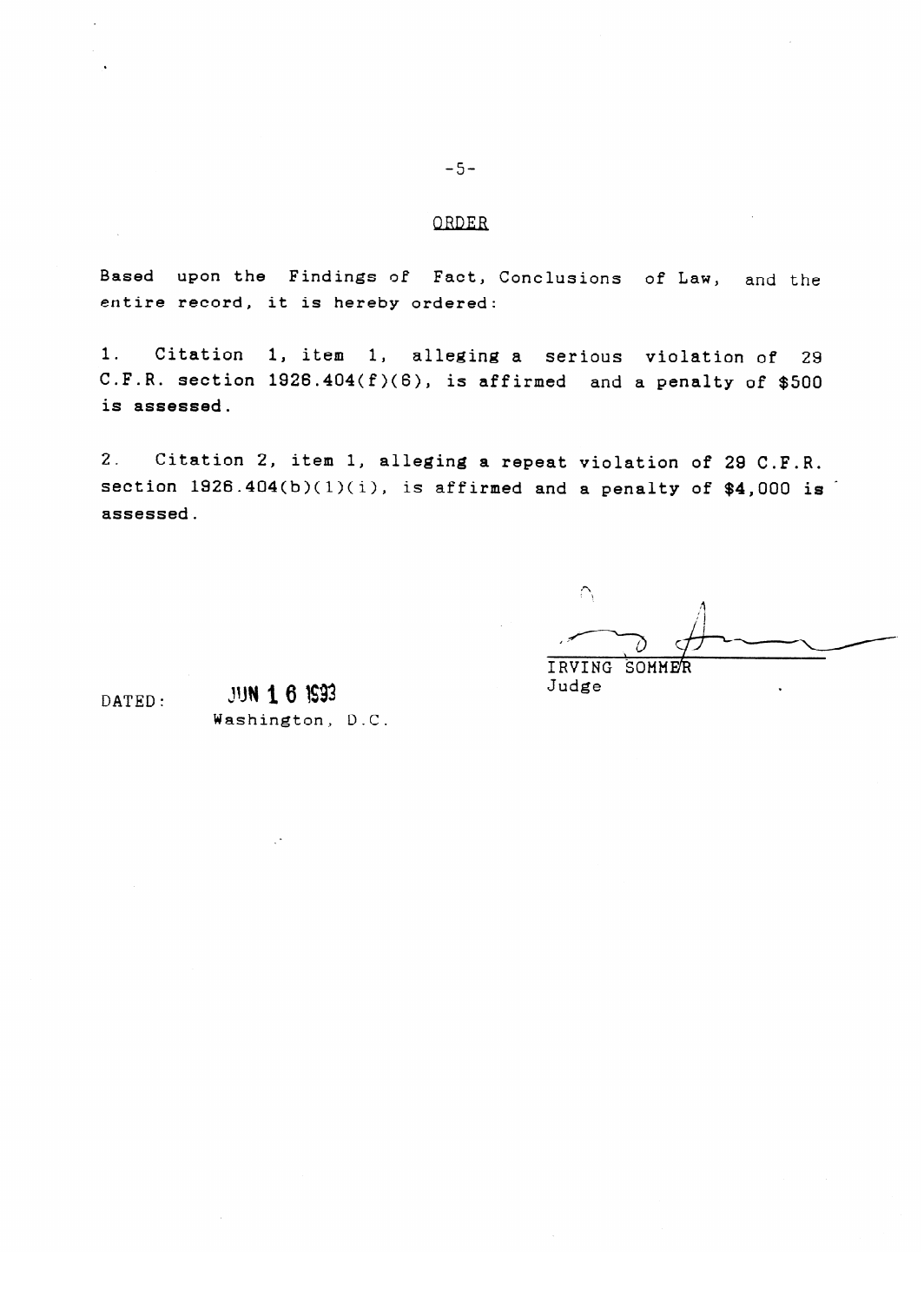## ORDER

Based upon the Findings of Fact, Conclusions of Law, and the entire record, it is hereby ordered:

1. Citation 1, item 1, alleging a serious violation of 29 C.F.R. section 1926.404(f)(6), is affirmed and a penalty of $500 is assessed.

2. Citation 2, item 1, alleging a repeat violation of 29 C.F.R. section 1926.404(b)(1)(i), is affirmed and a penalty of $4,000 is assessed.

IRVING SOMMER
Judge

DATED: JUN 16 1993
Washington, D.C.